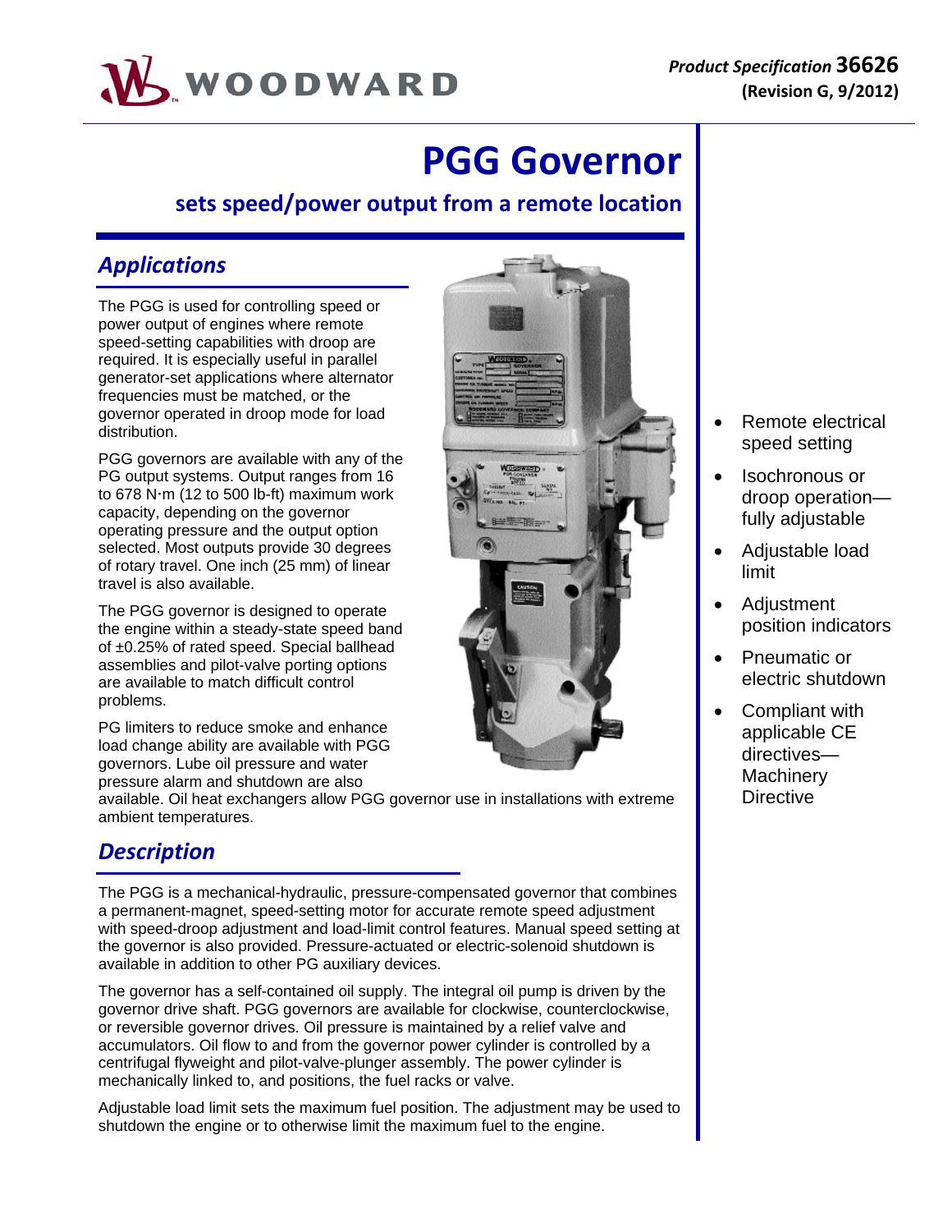**Product Specification 36626**
**(Revision G, 9/2012)**

# PGG Governor

## sets speed/power output from a remote location

## *Applications*

The PGG is used for controlling speed or power output of engines where remote speed-setting capabilities with droop are required. It is especially useful in parallel generator-set applications where alternator frequencies must be matched, or the governor operated in droop mode for load distribution.

PGG governors are available with any of the PG output systems. Output ranges from 16 to 678 N·m (12 to 500 lb-ft) maximum work capacity, depending on the governor operating pressure and the output option selected. Most outputs provide 30 degrees of rotary travel. One inch (25 mm) of linear travel is also available.

The PGG governor is designed to operate the engine within a steady-state speed band of ±0.25% of rated speed. Special ballhead assemblies and pilot-valve porting options are available to match difficult control problems.

PG limiters to reduce smoke and enhance load change ability are available with PGG governors. Lube oil pressure and water pressure alarm and shutdown are also available. Oil heat exchangers allow PGG governor use in installations with extreme ambient temperatures.

## *Description*

The PGG is a mechanical-hydraulic, pressure-compensated governor that combines a permanent-magnet, speed-setting motor for accurate remote speed adjustment with speed-droop adjustment and load-limit control features. Manual speed setting at the governor is also provided. Pressure-actuated or electric-solenoid shutdown is available in addition to other PG auxiliary devices.

The governor has a self-contained oil supply. The integral oil pump is driven by the governor drive shaft. PGG governors are available for clockwise, counterclockwise, or reversible governor drives. Oil pressure is maintained by a relief valve and accumulators. Oil flow to and from the governor power cylinder is controlled by a centrifugal flyweight and pilot-valve-plunger assembly. The power cylinder is mechanically linked to, and positions, the fuel racks or valve.

Adjustable load limit sets the maximum fuel position. The adjustment may be used to shutdown the engine or to otherwise limit the maximum fuel to the engine.

- Remote electrical speed setting
- Isochronous or droop operation—fully adjustable
- Adjustable load limit
- Adjustment position indicators
- Pneumatic or electric shutdown
- Compliant with applicable CE directives—Machinery Directive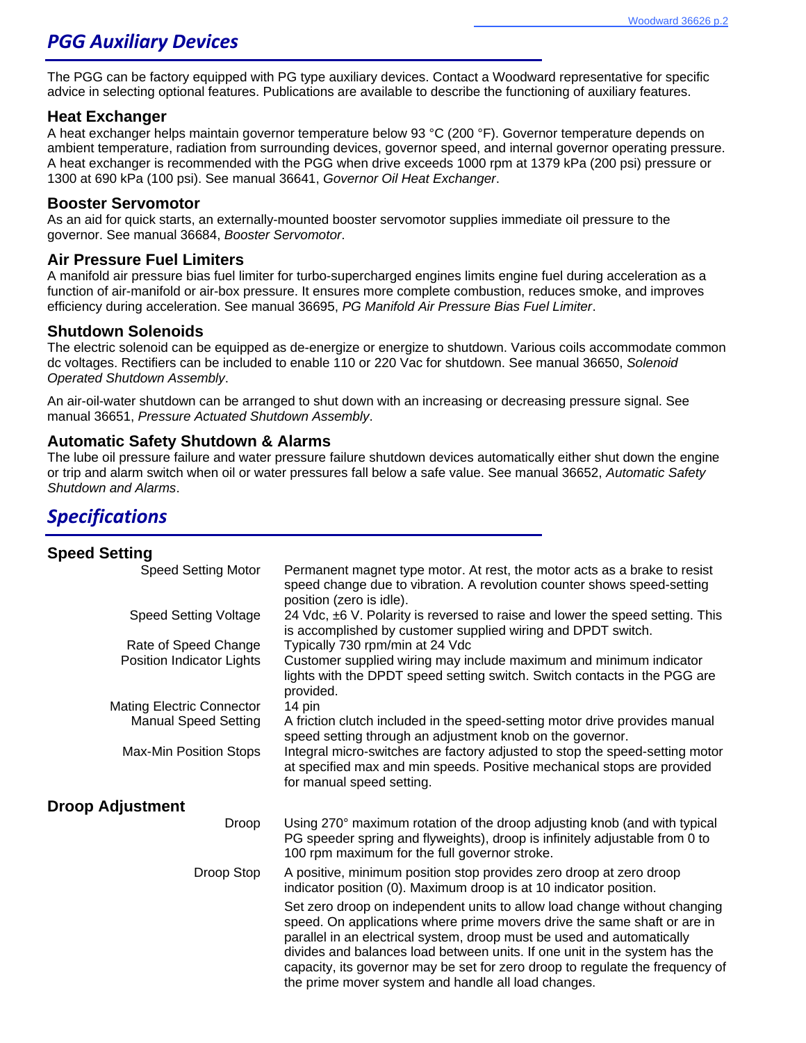## PGG Auxiliary Devices

The PGG can be factory equipped with PG type auxiliary devices. Contact a Woodward representative for specific advice in selecting optional features. Publications are available to describe the functioning of auxiliary features.

### Heat Exchanger

A heat exchanger helps maintain governor temperature below 93 °C (200 °F). Governor temperature depends on ambient temperature, radiation from surrounding devices, governor speed, and internal governor operating pressure. A heat exchanger is recommended with the PGG when drive exceeds 1000 rpm at 1379 kPa (200 psi) pressure or 1300 at 690 kPa (100 psi). See manual 36641, *Governor Oil Heat Exchanger*.

### Booster Servomotor

As an aid for quick starts, an externally-mounted booster servomotor supplies immediate oil pressure to the governor. See manual 36684, *Booster Servomotor*.

### Air Pressure Fuel Limiters

A manifold air pressure bias fuel limiter for turbo-supercharged engines limits engine fuel during acceleration as a function of air-manifold or air-box pressure. It ensures more complete combustion, reduces smoke, and improves efficiency during acceleration. See manual 36695, *PG Manifold Air Pressure Bias Fuel Limiter*.

### Shutdown Solenoids

The electric solenoid can be equipped as de-energize or energize to shutdown. Various coils accommodate common dc voltages. Rectifiers can be included to enable 110 or 220 Vac for shutdown. See manual 36650, *Solenoid Operated Shutdown Assembly*.

An air-oil-water shutdown can be arranged to shut down with an increasing or decreasing pressure signal. See manual 36651, *Pressure Actuated Shutdown Assembly*.

### Automatic Safety Shutdown & Alarms

The lube oil pressure failure and water pressure failure shutdown devices automatically either shut down the engine or trip and alarm switch when oil or water pressures fall below a safe value. See manual 36652, *Automatic Safety Shutdown and Alarms*.

## Specifications

### Speed Setting

| | |
|---|---|
| Speed Setting Motor | Permanent magnet type motor. At rest, the motor acts as a brake to resist speed change due to vibration. A revolution counter shows speed-setting position (zero is idle). |
| Speed Setting Voltage | 24 Vdc, ±6 V. Polarity is reversed to raise and lower the speed setting. This is accomplished by customer supplied wiring and DPDT switch. |
| Rate of Speed Change | Typically 730 rpm/min at 24 Vdc |
| Position Indicator Lights | Customer supplied wiring may include maximum and minimum indicator lights with the DPDT speed setting switch. Switch contacts in the PGG are provided. |
| Mating Electric Connector | 14 pin |
| Manual Speed Setting | A friction clutch included in the speed-setting motor drive provides manual speed setting through an adjustment knob on the governor. |
| Max-Min Position Stops | Integral micro-switches are factory adjusted to stop the speed-setting motor at specified max and min speeds. Positive mechanical stops are provided for manual speed setting. |

### Droop Adjustment

| | |
|---|---|
| Droop | Using 270° maximum rotation of the droop adjusting knob (and with typical PG speeder spring and flyweights), droop is infinitely adjustable from 0 to 100 rpm maximum for the full governor stroke. |
| Droop Stop | A positive, minimum position stop provides zero droop at zero droop indicator position (0). Maximum droop is at 10 indicator position. |
| | Set zero droop on independent units to allow load change without changing speed. On applications where prime movers drive the same shaft or are in parallel in an electrical system, droop must be used and automatically divides and balances load between units. If one unit in the system has the capacity, its governor may be set for zero droop to regulate the frequency of the prime mover system and handle all load changes. |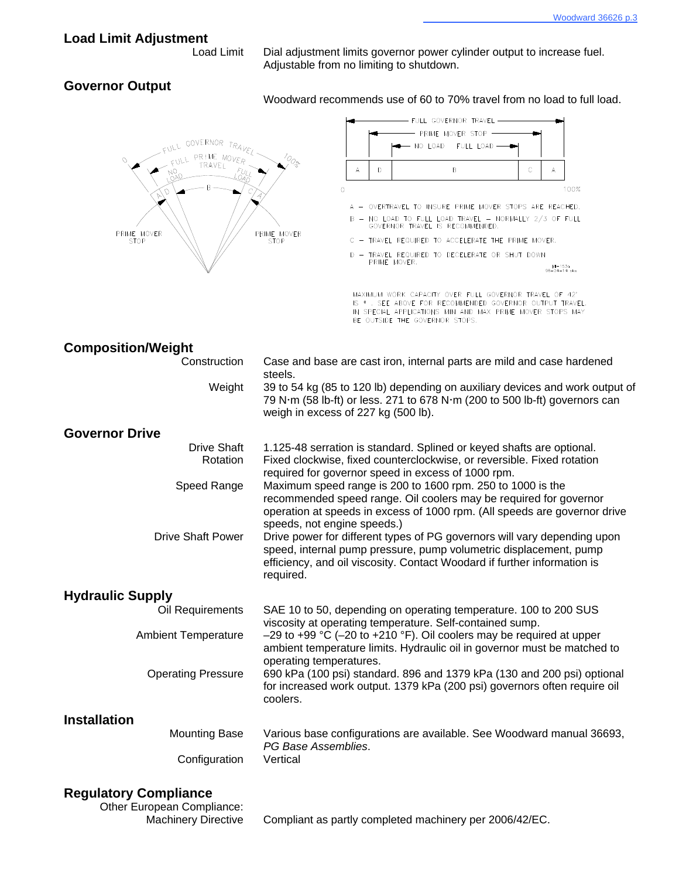## Load Limit Adjustment

| | |
|---|---|
| Load Limit | Dial adjustment limits governor power cylinder output to increase fuel. Adjustable from no limiting to shutdown. |

## Governor Output

Woodward recommends use of 60 to 70% travel from no load to full load.

A – OVERTRAVEL TO INSURE PRIME MOVER STOPS ARE REACHED.

B – NO LOAD TO FULL LOAD TRAVEL – NORMALLY 2/3 OF FULL GOVERNOR TRAVEL IS RECOMMENDED.

C – TRAVEL REQUIRED TO ACCELERATE THE PRIME MOVER.

D – TRAVEL REQUIRED TO DECELERATE OR SHUT DOWN PRIME MOVER.

MAXIMUM WORK CAPACITY OVER FULL GOVERNOR TRAVEL OF 42° IS * . SEE ABOVE FOR RECOMMENDED GOVERNOR OUTPUT TRAVEL. IN SPECIAL APPLICATIONS MIN AND MAX PRIME MOVER STOPS MAY BE OUTSIDE THE GOVERNOR STOPS.

## Composition/Weight

| | |
|---|---|
| Construction | Case and base are cast iron, internal parts are mild and case hardened steels. |
| Weight | 39 to 54 kg (85 to 120 lb) depending on auxiliary devices and work output of 79 N·m (58 lb-ft) or less. 271 to 678 N·m (200 to 500 lb-ft) governors can weigh in excess of 227 kg (500 lb). |

## Governor Drive

| | |
|---|---|
| Drive Shaft | 1.125-48 serration is standard. Splined or keyed shafts are optional. |
| Rotation | Fixed clockwise, fixed counterclockwise, or reversible. Fixed rotation required for governor speed in excess of 1000 rpm. |
| Speed Range | Maximum speed range is 200 to 1600 rpm. 250 to 1000 is the recommended speed range. Oil coolers may be required for governor operation at speeds in excess of 1000 rpm. (All speeds are governor drive speeds, not engine speeds.) |
| Drive Shaft Power | Drive power for different types of PG governors will vary depending upon speed, internal pump pressure, pump volumetric displacement, pump efficiency, and oil viscosity. Contact Woodard if further information is required. |

## Hydraulic Supply

| | |
|---|---|
| Oil Requirements | SAE 10 to 50, depending on operating temperature. 100 to 200 SUS viscosity at operating temperature. Self-contained sump. |
| Ambient Temperature | –29 to +99 °C (–20 to +210 °F). Oil coolers may be required at upper ambient temperature limits. Hydraulic oil in governor must be matched to operating temperatures. |
| Operating Pressure | 690 kPa (100 psi) standard. 896 and 1379 kPa (130 and 200 psi) optional for increased work output. 1379 kPa (200 psi) governors often require oil coolers. |

## Installation

| | |
|---|---|
| Mounting Base | Various base configurations are available. See Woodward manual 36693, *PG Base Assemblies*. |
| Configuration | Vertical |

## Regulatory Compliance

| | |
|---|---|
| Other European Compliance: Machinery Directive | Compliant as partly completed machinery per 2006/42/EC. |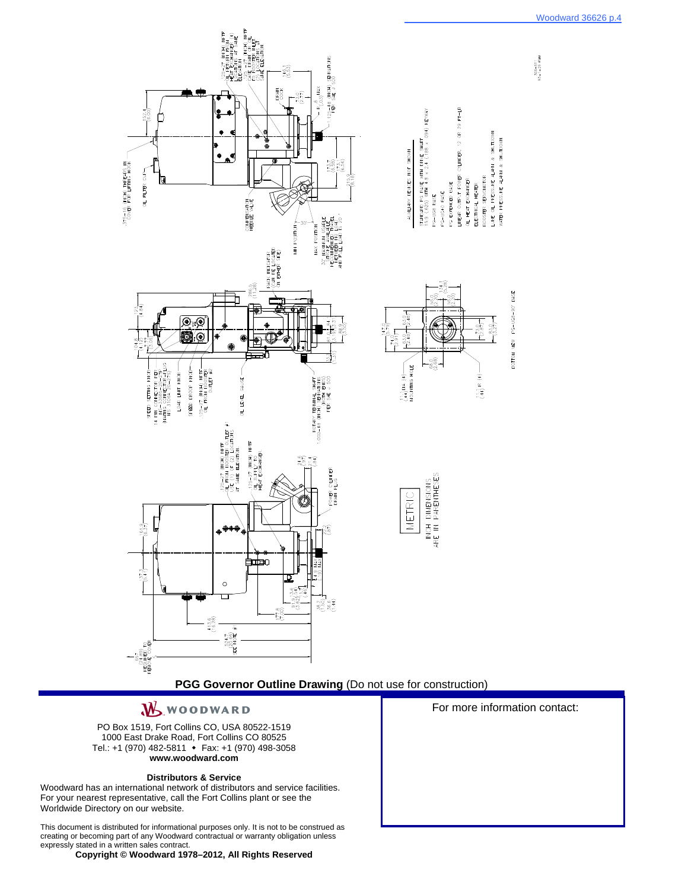**PGG Governor Outline Drawing** (Do not use for construction)

For more information contact:

WOODWARD

PO Box 1519, Fort Collins CO, USA 80522-1519
1000 East Drake Road, Fort Collins CO 80525
Tel.: +1 (970) 482-5811 • Fax: +1 (970) 498-3058
**www.woodward.com**

**Distributors & Service**

Woodward has an international network of distributors and service facilities. For your nearest representative, call the Fort Collins plant or see the Worldwide Directory on our website.

This document is distributed for informational purposes only. It is not to be construed as creating or becoming part of any Woodward contractual or warranty obligation unless expressly stated in a written sales contract.

**Copyright © Woodward 1978–2012, All Rights Reserved**